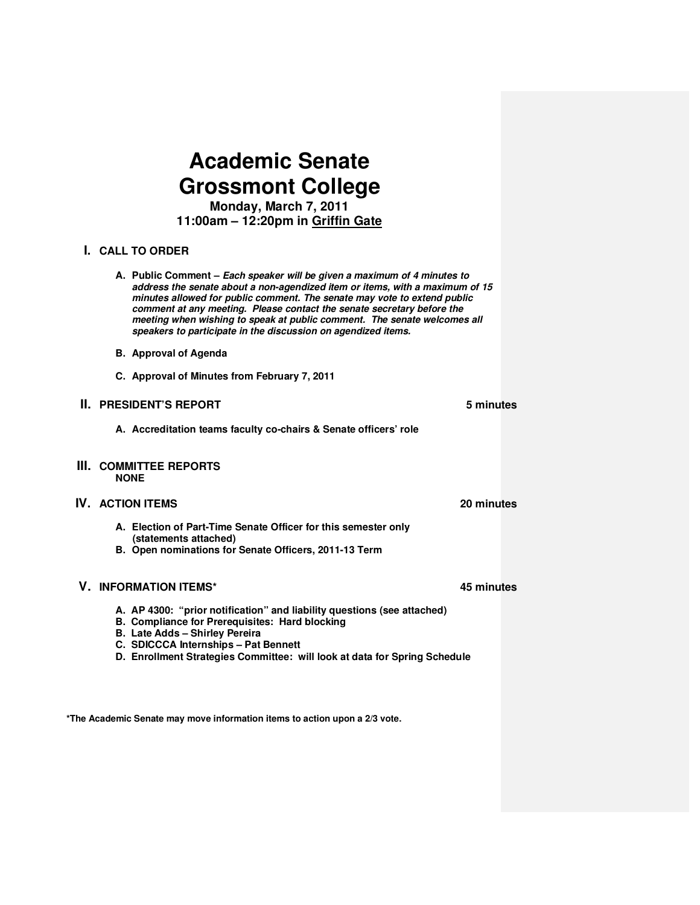# Academic Senate
# Grossmont College

**Monday, March 7, 2011**
**11:00am – 12:20pm in Griffin Gate**

## I. CALL TO ORDER

**A. Public Comment** – ***Each speaker will be given a maximum of 4 minutes to address the senate about a non-agendized item or items, with a maximum of 15 minutes allowed for public comment. The senate may vote to extend public comment at any meeting. Please contact the senate secretary before the meeting when wishing to speak at public comment. The senate welcomes all speakers to participate in the discussion on agendized items.***

**B. Approval of Agenda**

**C. Approval of Minutes from February 7, 2011**

## II. PRESIDENT'S REPORT — 5 minutes

**A. Accreditation teams faculty co-chairs & Senate officers' role**

## III. COMMITTEE REPORTS

**NONE**

## IV. ACTION ITEMS — 20 minutes

**A. Election of Part-Time Senate Officer for this semester only (statements attached)**
**B. Open nominations for Senate Officers, 2011-13 Term**

## V. INFORMATION ITEMS* — 45 minutes

**A. AP 4300: "prior notification" and liability questions (see attached)**
**B. Compliance for Prerequisites: Hard blocking**
**B. Late Adds – Shirley Pereira**
**C. SDICCCA Internships – Pat Bennett**
**D. Enrollment Strategies Committee: will look at data for Spring Schedule**

**\*The Academic Senate may move information items to action upon a 2/3 vote.**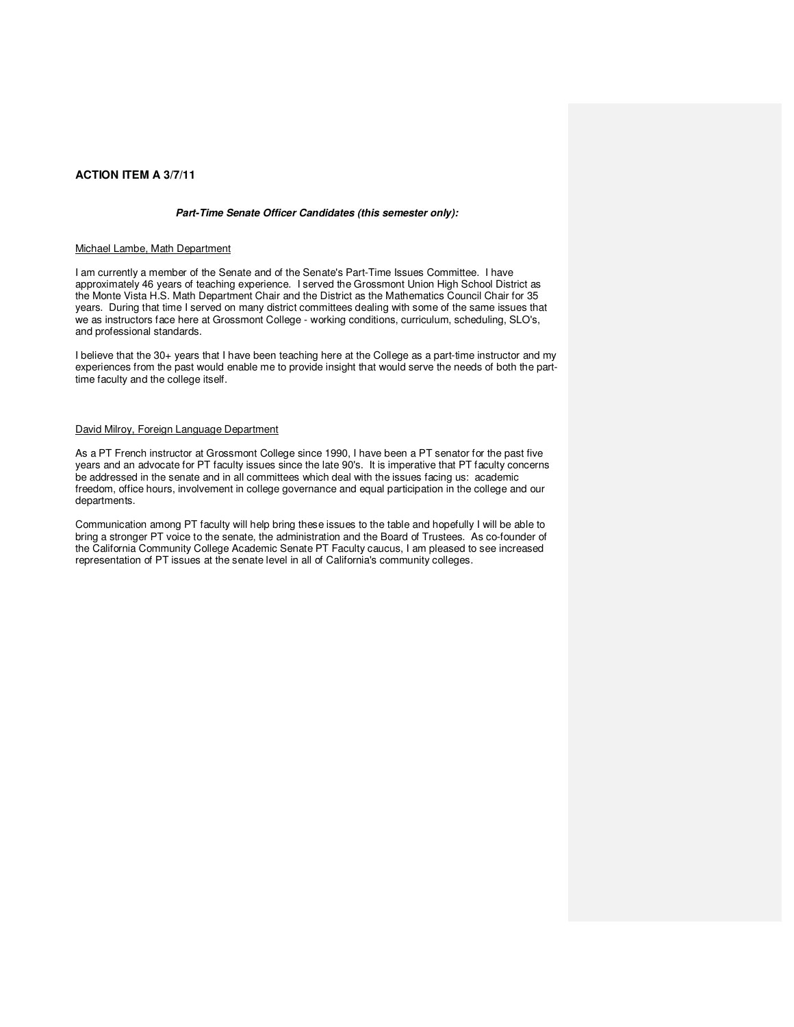**ACTION ITEM A 3/7/11**

***Part-Time Senate Officer Candidates (this semester only):***

Michael Lambe, Math Department

I am currently a member of the Senate and of the Senate's Part-Time Issues Committee. I have approximately 46 years of teaching experience. I served the Grossmont Union High School District as the Monte Vista H.S. Math Department Chair and the District as the Mathematics Council Chair for 35 years. During that time I served on many district committees dealing with some of the same issues that we as instructors face here at Grossmont College - working conditions, curriculum, scheduling, SLO's, and professional standards.

I believe that the 30+ years that I have been teaching here at the College as a part-time instructor and my experiences from the past would enable me to provide insight that would serve the needs of both the part-time faculty and the college itself.

David Milroy, Foreign Language Department

As a PT French instructor at Grossmont College since 1990, I have been a PT senator for the past five years and an advocate for PT faculty issues since the late 90's. It is imperative that PT faculty concerns be addressed in the senate and in all committees which deal with the issues facing us: academic freedom, office hours, involvement in college governance and equal participation in the college and our departments.

Communication among PT faculty will help bring these issues to the table and hopefully I will be able to bring a stronger PT voice to the senate, the administration and the Board of Trustees. As co-founder of the California Community College Academic Senate PT Faculty caucus, I am pleased to see increased representation of PT issues at the senate level in all of California's community colleges.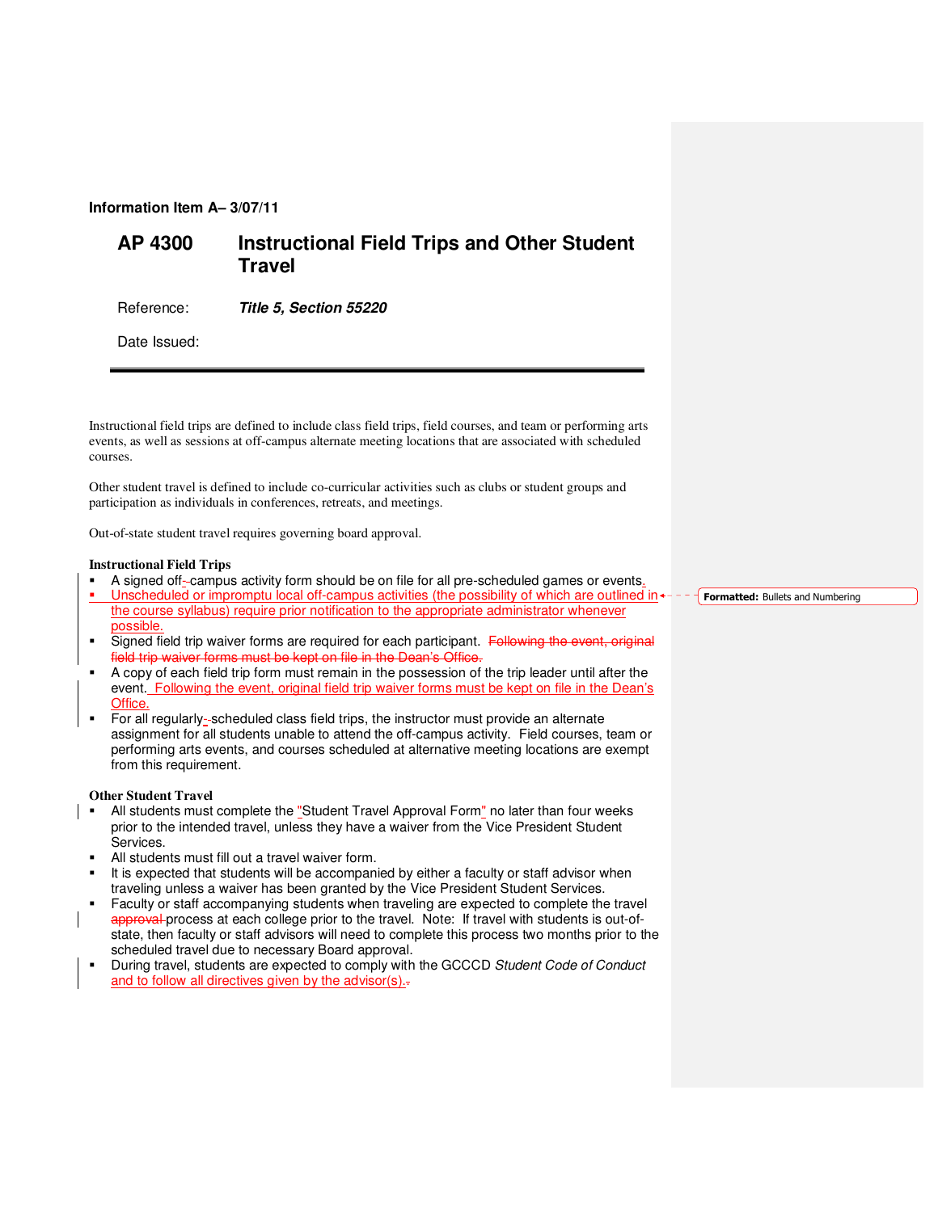**Information Item A– 3/07/11**

# AP 4300 Instructional Field Trips and Other Student Travel

Reference: ***Title 5, Section 55220***

Date Issued:

---

Instructional field trips are defined to include class field trips, field courses, and team or performing arts events, as well as sessions at off-campus alternate meeting locations that are associated with scheduled courses.

Other student travel is defined to include co-curricular activities such as clubs or student groups and participation as individuals in conferences, retreats, and meetings.

Out-of-state student travel requires governing board approval.

**Instructional Field Trips**

- A signed off-campus activity form should be on file for all pre-scheduled games or events.
- Unscheduled or impromptu local off-campus activities (the possibility of which are outlined in the course syllabus) require prior notification to the appropriate administrator whenever possible.
- Signed field trip waiver forms are required for each participant. ~~Following the event, original field trip waiver forms must be kept on file in the Dean's Office.~~
- A copy of each field trip form must remain in the possession of the trip leader until after the event. Following the event, original field trip waiver forms must be kept on file in the Dean's Office.
- For all regularly-scheduled class field trips, the instructor must provide an alternate assignment for all students unable to attend the off-campus activity. Field courses, team or performing arts events, and courses scheduled at alternative meeting locations are exempt from this requirement.

**Other Student Travel**

- All students must complete the "Student Travel Approval Form" no later than four weeks prior to the intended travel, unless they have a waiver from the Vice President Student Services.
- All students must fill out a travel waiver form.
- It is expected that students will be accompanied by either a faculty or staff advisor when traveling unless a waiver has been granted by the Vice President Student Services.
- Faculty or staff accompanying students when traveling are expected to complete the travel ~~approval~~ process at each college prior to the travel. Note: If travel with students is out-of-state, then faculty or staff advisors will need to complete this process two months prior to the scheduled travel due to necessary Board approval.
- During travel, students are expected to comply with the GCCCD *Student Code of Conduct* and to follow all directives given by the advisor(s).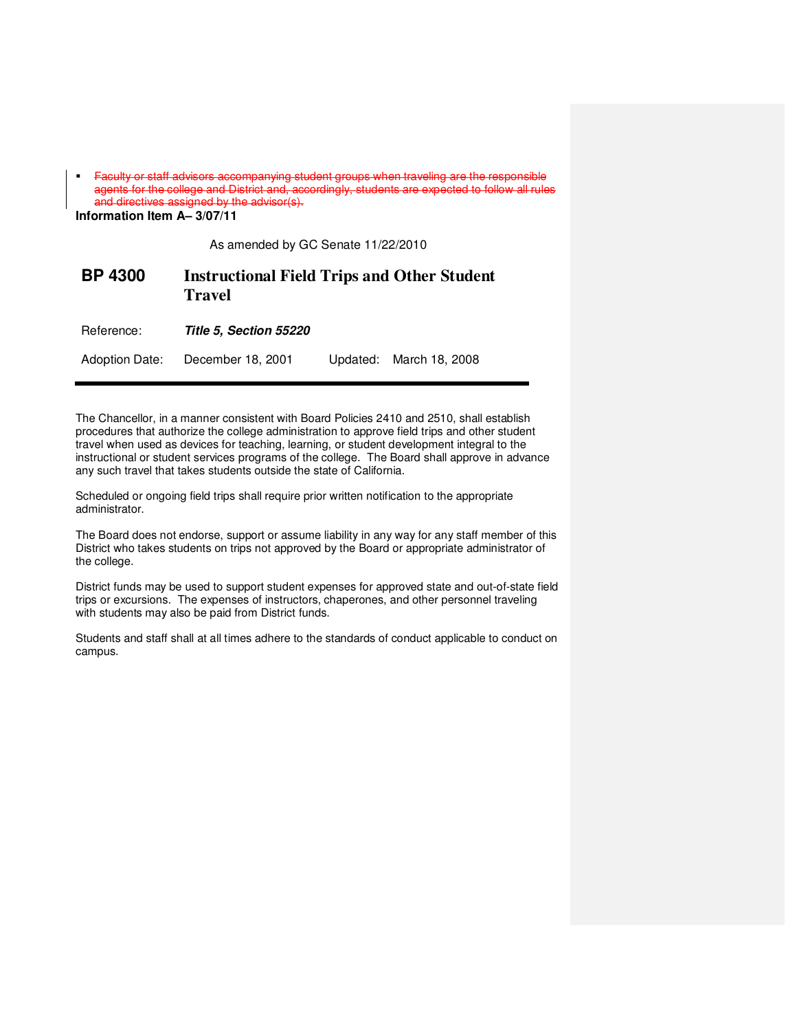- ~~Faculty or staff advisors accompanying student groups when traveling are the responsible agents for the college and District and, accordingly, students are expected to follow all rules and directives assigned by the advisor(s).~~

**Information Item A– 3/07/11**

As amended by GC Senate 11/22/2010

## BP 4300 Instructional Field Trips and Other Student Travel

Reference: ***Title 5, Section 55220***

Adoption Date: December 18, 2001 Updated: March 18, 2008

---

The Chancellor, in a manner consistent with Board Policies 2410 and 2510, shall establish procedures that authorize the college administration to approve field trips and other student travel when used as devices for teaching, learning, or student development integral to the instructional or student services programs of the college. The Board shall approve in advance any such travel that takes students outside the state of California.

Scheduled or ongoing field trips shall require prior written notification to the appropriate administrator.

The Board does not endorse, support or assume liability in any way for any staff member of this District who takes students on trips not approved by the Board or appropriate administrator of the college.

District funds may be used to support student expenses for approved state and out-of-state field trips or excursions. The expenses of instructors, chaperones, and other personnel traveling with students may also be paid from District funds.

Students and staff shall at all times adhere to the standards of conduct applicable to conduct on campus.